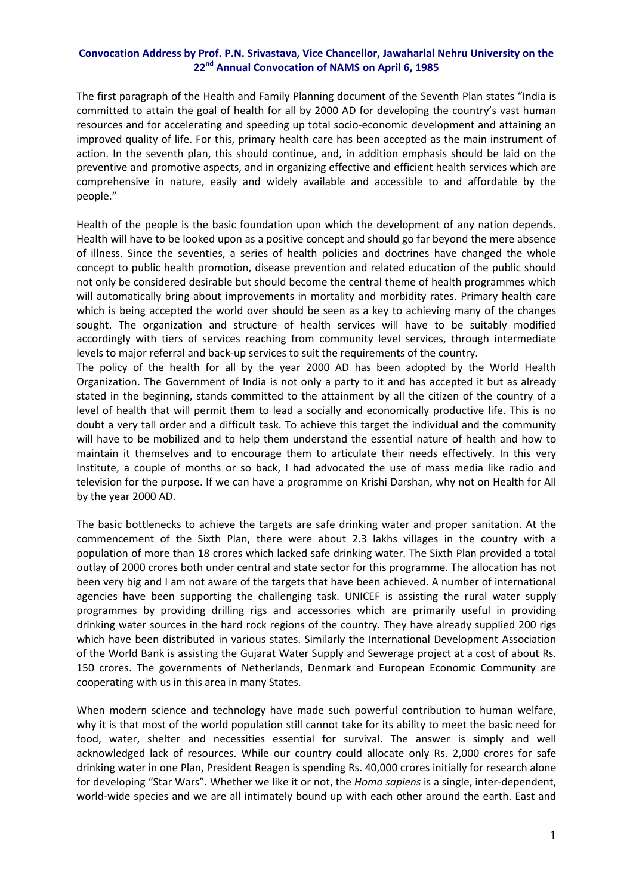# Convocation Address by Prof. P.N. Srivastava, Vice Chancellor, Jawaharlal Nehru University on the 22nd Annual Convocation of NAMS on April 6, 1985

The first paragraph of the Health and Family Planning document of the Seventh Plan states "India is committed to attain the goal of health for all by 2000 AD for developing the country's vast human resources and for accelerating and speeding up total socio-economic development and attaining an improved quality of life. For this, primary health care has been accepted as the main instrument of action. In the seventh plan, this should continue, and, in addition emphasis should be laid on the preventive and promotive aspects, and in organizing effective and efficient health services which are comprehensive in nature, easily and widely available and accessible to and affordable by the people."

Health of the people is the basic foundation upon which the development of any nation depends. Health will have to be looked upon as a positive concept and should go far beyond the mere absence of illness. Since the seventies, a series of health policies and doctrines have changed the whole concept to public health promotion, disease prevention and related education of the public should not only be considered desirable but should become the central theme of health programmes which will automatically bring about improvements in mortality and morbidity rates. Primary health care which is being accepted the world over should be seen as a key to achieving many of the changes sought. The organization and structure of health services will have to be suitably modified accordingly with tiers of services reaching from community level services, through intermediate levels to major referral and back-up services to suit the requirements of the country.

The policy of the health for all by the year 2000 AD has been adopted by the World Health Organization. The Government of India is not only a party to it and has accepted it but as already stated in the beginning, stands committed to the attainment by all the citizen of the country of a level of health that will permit them to lead a socially and economically productive life. This is no doubt a very tall order and a difficult task. To achieve this target the individual and the community will have to be mobilized and to help them understand the essential nature of health and how to maintain it themselves and to encourage them to articulate their needs effectively. In this very Institute, a couple of months or so back, I had advocated the use of mass media like radio and television for the purpose. If we can have a programme on Krishi Darshan, why not on Health for All by the year 2000 AD.

The basic bottlenecks to achieve the targets are safe drinking water and proper sanitation. At the commencement of the Sixth Plan, there were about 2.3 lakhs villages in the country with a population of more than 18 crores which lacked safe drinking water. The Sixth Plan provided a total outlay of 2000 crores both under central and state sector for this programme. The allocation has not been very big and I am not aware of the targets that have been achieved. A number of international agencies have been supporting the challenging task. UNICEF is assisting the rural water supply programmes by providing drilling rigs and accessories which are primarily useful in providing drinking water sources in the hard rock regions of the country. They have already supplied 200 rigs which have been distributed in various states. Similarly the International Development Association of the World Bank is assisting the Gujarat Water Supply and Sewerage project at a cost of about Rs. 150 crores. The governments of Netherlands, Denmark and European Economic Community are cooperating with us in this area in many States.

When modern science and technology have made such powerful contribution to human welfare, why it is that most of the world population still cannot take for its ability to meet the basic need for food, water, shelter and necessities essential for survival. The answer is simply and well acknowledged lack of resources. While our country could allocate only Rs. 2,000 crores for safe drinking water in one Plan, President Reagen is spending Rs. 40,000 crores initially for research alone for developing "Star Wars". Whether we like it or not, the *Homo sapiens* is a single, inter-dependent, world-wide species and we are all intimately bound up with each other around the earth. East and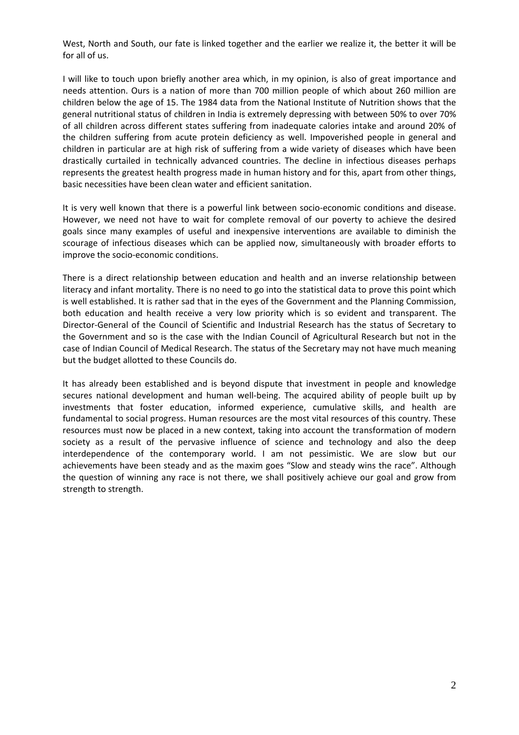West, North and South, our fate is linked together and the earlier we realize it, the better it will be for all of us.

I will like to touch upon briefly another area which, in my opinion, is also of great importance and needs attention. Ours is a nation of more than 700 million people of which about 260 million are children below the age of 15. The 1984 data from the National Institute of Nutrition shows that the general nutritional status of children in India is extremely depressing with between 50% to over 70% of all children across different states suffering from inadequate calories intake and around 20% of the children suffering from acute protein deficiency as well. Impoverished people in general and children in particular are at high risk of suffering from a wide variety of diseases which have been drastically curtailed in technically advanced countries. The decline in infectious diseases perhaps represents the greatest health progress made in human history and for this, apart from other things, basic necessities have been clean water and efficient sanitation.

It is very well known that there is a powerful link between socio-economic conditions and disease. However, we need not have to wait for complete removal of our poverty to achieve the desired goals since many examples of useful and inexpensive interventions are available to diminish the scourage of infectious diseases which can be applied now, simultaneously with broader efforts to improve the socio-economic conditions.

There is a direct relationship between education and health and an inverse relationship between literacy and infant mortality. There is no need to go into the statistical data to prove this point which is well established. It is rather sad that in the eyes of the Government and the Planning Commission, both education and health receive a very low priority which is so evident and transparent. The Director-General of the Council of Scientific and Industrial Research has the status of Secretary to the Government and so is the case with the Indian Council of Agricultural Research but not in the case of Indian Council of Medical Research. The status of the Secretary may not have much meaning but the budget allotted to these Councils do.

It has already been established and is beyond dispute that investment in people and knowledge secures national development and human well-being. The acquired ability of people built up by investments that foster education, informed experience, cumulative skills, and health are fundamental to social progress. Human resources are the most vital resources of this country. These resources must now be placed in a new context, taking into account the transformation of modern society as a result of the pervasive influence of science and technology and also the deep interdependence of the contemporary world. I am not pessimistic. We are slow but our achievements have been steady and as the maxim goes "Slow and steady wins the race". Although the question of winning any race is not there, we shall positively achieve our goal and grow from strength to strength.